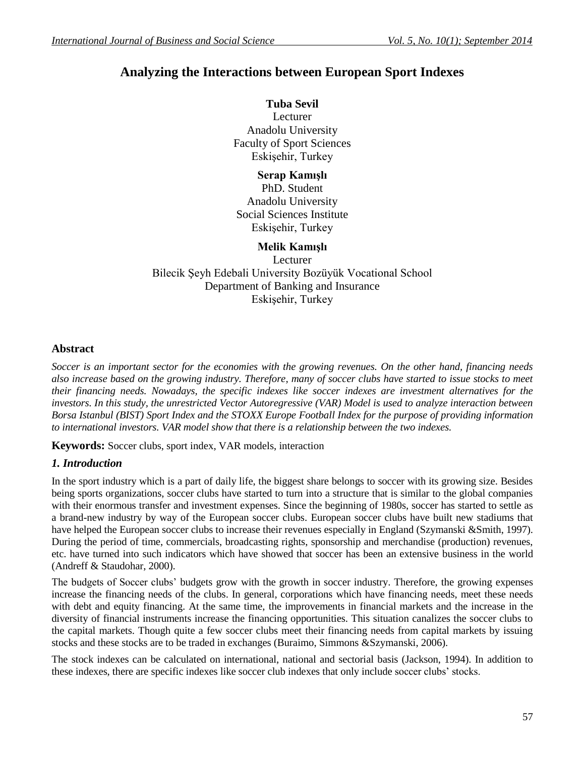# Analyzing the Interactions between European Sport Indexes

**Tuba Sevil**
Lecturer
Anadolu University
Faculty of Sport Sciences
Eskişehir, Turkey

**Serap Kamışlı**
PhD. Student
Anadolu University
Social Sciences Institute
Eskişehir, Turkey

**Melik Kamışlı**
Lecturer
Bilecik Şeyh Edebali University Bozüyük Vocational School
Department of Banking and Insurance
Eskişehir, Turkey

## Abstract

*Soccer is an important sector for the economies with the growing revenues. On the other hand, financing needs also increase based on the growing industry. Therefore, many of soccer clubs have started to issue stocks to meet their financing needs. Nowadays, the specific indexes like soccer indexes are investment alternatives for the investors. In this study, the unrestricted Vector Autoregressive (VAR) Model is used to analyze interaction between Borsa Istanbul (BIST) Sport Index and the STOXX Europe Football Index for the purpose of providing information to international investors. VAR model show that there is a relationship between the two indexes.*

**Keywords:** Soccer clubs, sport index, VAR models, interaction

## *1. Introduction*

In the sport industry which is a part of daily life, the biggest share belongs to soccer with its growing size. Besides being sports organizations, soccer clubs have started to turn into a structure that is similar to the global companies with their enormous transfer and investment expenses. Since the beginning of 1980s, soccer has started to settle as a brand-new industry by way of the European soccer clubs. European soccer clubs have built new stadiums that have helped the European soccer clubs to increase their revenues especially in England (Szymanski &Smith, 1997). During the period of time, commercials, broadcasting rights, sponsorship and merchandise (production) revenues, etc. have turned into such indicators which have showed that soccer has been an extensive business in the world (Andreff & Staudohar, 2000).

The budgets of Soccer clubs' budgets grow with the growth in soccer industry. Therefore, the growing expenses increase the financing needs of the clubs. In general, corporations which have financing needs, meet these needs with debt and equity financing. At the same time, the improvements in financial markets and the increase in the diversity of financial instruments increase the financing opportunities. This situation canalizes the soccer clubs to the capital markets. Though quite a few soccer clubs meet their financing needs from capital markets by issuing stocks and these stocks are to be traded in exchanges (Buraimo, Simmons &Szymanski, 2006).

The stock indexes can be calculated on international, national and sectorial basis (Jackson, 1994). In addition to these indexes, there are specific indexes like soccer club indexes that only include soccer clubs' stocks.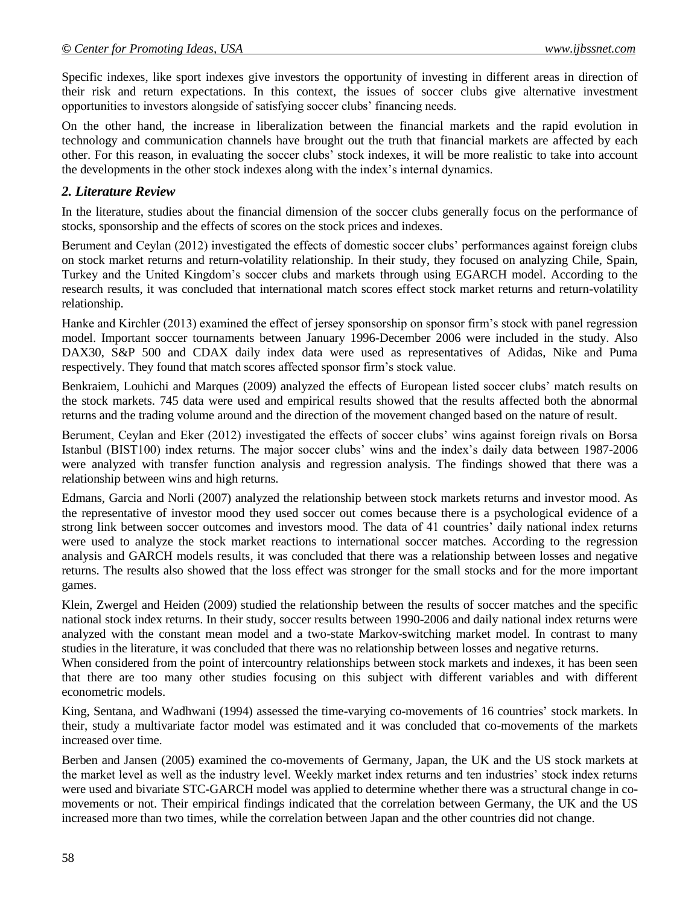Specific indexes, like sport indexes give investors the opportunity of investing in different areas in direction of their risk and return expectations. In this context, the issues of soccer clubs give alternative investment opportunities to investors alongside of satisfying soccer clubs' financing needs.

On the other hand, the increase in liberalization between the financial markets and the rapid evolution in technology and communication channels have brought out the truth that financial markets are affected by each other. For this reason, in evaluating the soccer clubs' stock indexes, it will be more realistic to take into account the developments in the other stock indexes along with the index's internal dynamics.

## *2. Literature Review*

In the literature, studies about the financial dimension of the soccer clubs generally focus on the performance of stocks, sponsorship and the effects of scores on the stock prices and indexes.

Berument and Ceylan (2012) investigated the effects of domestic soccer clubs' performances against foreign clubs on stock market returns and return-volatility relationship. In their study, they focused on analyzing Chile, Spain, Turkey and the United Kingdom's soccer clubs and markets through using EGARCH model. According to the research results, it was concluded that international match scores effect stock market returns and return-volatility relationship.

Hanke and Kirchler (2013) examined the effect of jersey sponsorship on sponsor firm's stock with panel regression model. Important soccer tournaments between January 1996-December 2006 were included in the study. Also DAX30, S&P 500 and CDAX daily index data were used as representatives of Adidas, Nike and Puma respectively. They found that match scores affected sponsor firm's stock value.

Benkraiem, Louhichi and Marques (2009) analyzed the effects of European listed soccer clubs' match results on the stock markets. 745 data were used and empirical results showed that the results affected both the abnormal returns and the trading volume around and the direction of the movement changed based on the nature of result.

Berument, Ceylan and Eker (2012) investigated the effects of soccer clubs' wins against foreign rivals on Borsa Istanbul (BIST100) index returns. The major soccer clubs' wins and the index's daily data between 1987-2006 were analyzed with transfer function analysis and regression analysis. The findings showed that there was a relationship between wins and high returns.

Edmans, Garcia and Norli (2007) analyzed the relationship between stock markets returns and investor mood. As the representative of investor mood they used soccer out comes because there is a psychological evidence of a strong link between soccer outcomes and investors mood. The data of 41 countries' daily national index returns were used to analyze the stock market reactions to international soccer matches. According to the regression analysis and GARCH models results, it was concluded that there was a relationship between losses and negative returns. The results also showed that the loss effect was stronger for the small stocks and for the more important games.

Klein, Zwergel and Heiden (2009) studied the relationship between the results of soccer matches and the specific national stock index returns. In their study, soccer results between 1990-2006 and daily national index returns were analyzed with the constant mean model and a two-state Markov-switching market model. In contrast to many studies in the literature, it was concluded that there was no relationship between losses and negative returns.

When considered from the point of intercountry relationships between stock markets and indexes, it has been seen that there are too many other studies focusing on this subject with different variables and with different econometric models.

King, Sentana, and Wadhwani (1994) assessed the time-varying co-movements of 16 countries' stock markets. In their, study a multivariate factor model was estimated and it was concluded that co-movements of the markets increased over time.

Berben and Jansen (2005) examined the co-movements of Germany, Japan, the UK and the US stock markets at the market level as well as the industry level. Weekly market index returns and ten industries' stock index returns were used and bivariate STC-GARCH model was applied to determine whether there was a structural change in co-movements or not. Their empirical findings indicated that the correlation between Germany, the UK and the US increased more than two times, while the correlation between Japan and the other countries did not change.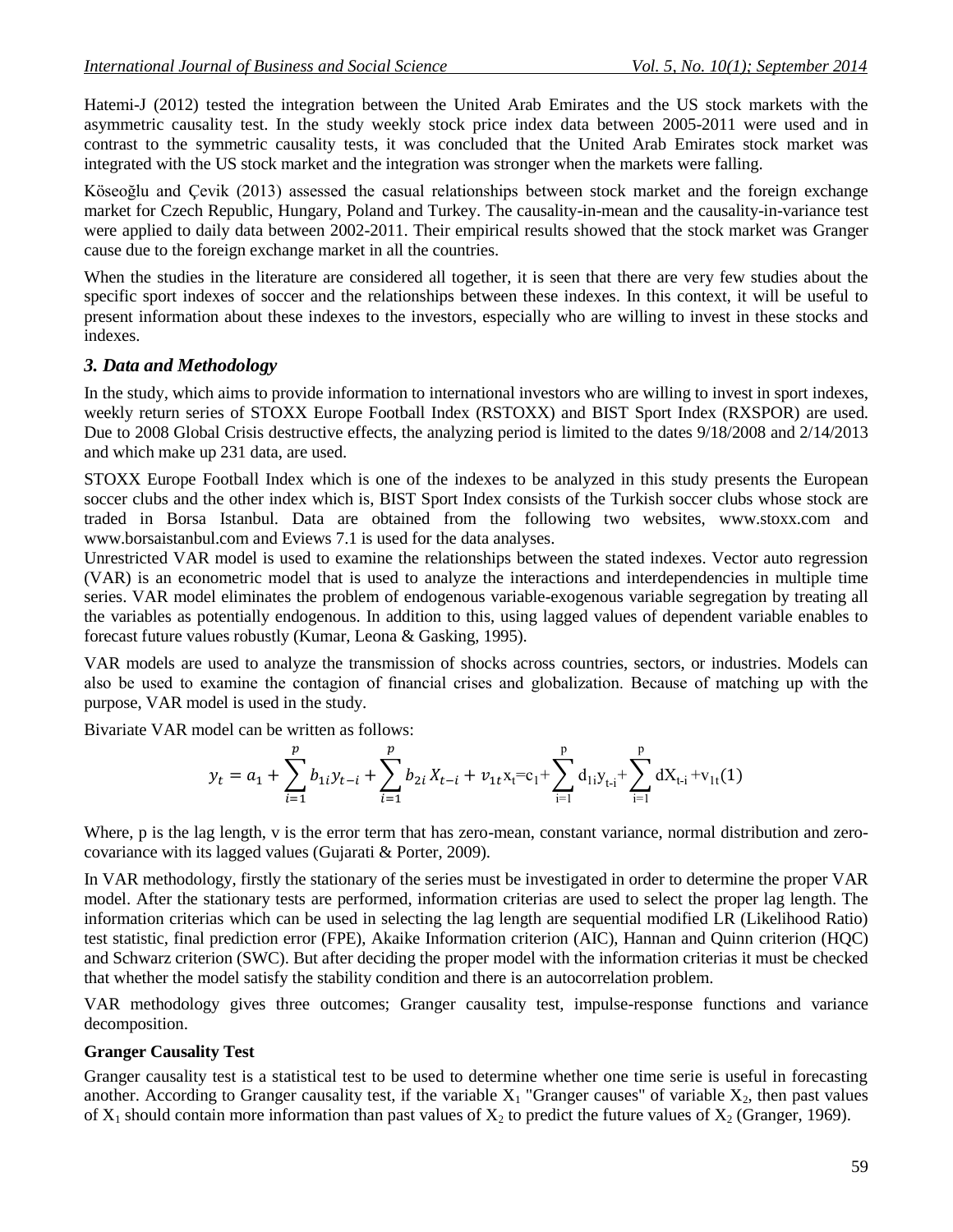Hatemi-J (2012) tested the integration between the United Arab Emirates and the US stock markets with the asymmetric causality test. In the study weekly stock price index data between 2005-2011 were used and in contrast to the symmetric causality tests, it was concluded that the United Arab Emirates stock market was integrated with the US stock market and the integration was stronger when the markets were falling.

Köseoğlu and Çevik (2013) assessed the casual relationships between stock market and the foreign exchange market for Czech Republic, Hungary, Poland and Turkey. The causality-in-mean and the causality-in-variance test were applied to daily data between 2002-2011. Their empirical results showed that the stock market was Granger cause due to the foreign exchange market in all the countries.

When the studies in the literature are considered all together, it is seen that there are very few studies about the specific sport indexes of soccer and the relationships between these indexes. In this context, it will be useful to present information about these indexes to the investors, especially who are willing to invest in these stocks and indexes.

### *3. Data and Methodology*

In the study, which aims to provide information to international investors who are willing to invest in sport indexes, weekly return series of STOXX Europe Football Index (RSTOXX) and BIST Sport Index (RXSPOR) are used. Due to 2008 Global Crisis destructive effects, the analyzing period is limited to the dates 9/18/2008 and 2/14/2013 and which make up 231 data, are used.

STOXX Europe Football Index which is one of the indexes to be analyzed in this study presents the European soccer clubs and the other index which is, BIST Sport Index consists of the Turkish soccer clubs whose stock are traded in Borsa Istanbul. Data are obtained from the following two websites, www.stoxx.com and www.borsaistanbul.com and Eviews 7.1 is used for the data analyses.

Unrestricted VAR model is used to examine the relationships between the stated indexes. Vector auto regression (VAR) is an econometric model that is used to analyze the interactions and interdependencies in multiple time series. VAR model eliminates the problem of endogenous variable-exogenous variable segregation by treating all the variables as potentially endogenous. In addition to this, using lagged values of dependent variable enables to forecast future values robustly (Kumar, Leona & Gasking, 1995).

VAR models are used to analyze the transmission of shocks across countries, sectors, or industries. Models can also be used to examine the contagion of financial crises and globalization. Because of matching up with the purpose, VAR model is used in the study.

Bivariate VAR model can be written as follows:

$$y_t = a_1 + \sum_{i=1}^{p} b_{1i} y_{t-i} + \sum_{i=1}^{p} b_{2i} X_{t-i} + v_{1t} x_t = c_1 + \sum_{i=1}^{p} d_{1i} y_{t-i} + \sum_{i=1}^{p} dX_{t-i} + v_{1t} \quad (1)$$

Where, p is the lag length, v is the error term that has zero-mean, constant variance, normal distribution and zero-covariance with its lagged values (Gujarati & Porter, 2009).

In VAR methodology, firstly the stationary of the series must be investigated in order to determine the proper VAR model. After the stationary tests are performed, information criterias are used to select the proper lag length. The information criterias which can be used in selecting the lag length are sequential modified LR (Likelihood Ratio) test statistic, final prediction error (FPE), Akaike Information criterion (AIC), Hannan and Quinn criterion (HQC) and Schwarz criterion (SWC). But after deciding the proper model with the information criterias it must be checked that whether the model satisfy the stability condition and there is an autocorrelation problem.

VAR methodology gives three outcomes; Granger causality test, impulse-response functions and variance decomposition.

**Granger Causality Test**

Granger causality test is a statistical test to be used to determine whether one time serie is useful in forecasting another. According to Granger causality test, if the variable $X_1$ "Granger causes" of variable $X_2$, then past values of $X_1$ should contain more information than past values of $X_2$ to predict the future values of $X_2$ (Granger, 1969).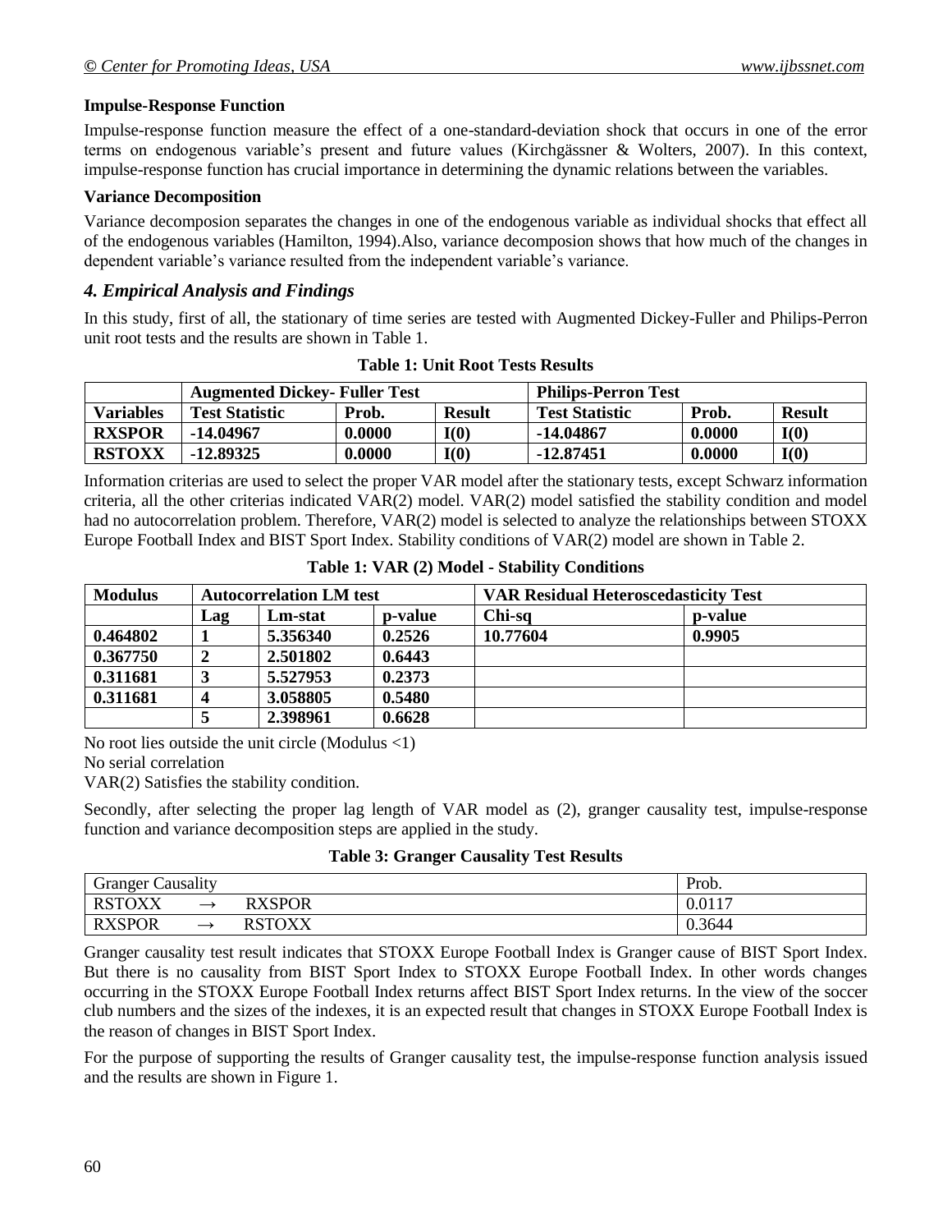**Impulse-Response Function**

Impulse-response function measure the effect of a one-standard-deviation shock that occurs in one of the error terms on endogenous variable's present and future values (Kirchgässner & Wolters, 2007). In this context, impulse-response function has crucial importance in determining the dynamic relations between the variables.

**Variance Decomposition**

Variance decomposion separates the changes in one of the endogenous variable as individual shocks that effect all of the endogenous variables (Hamilton, 1994).Also, variance decomposion shows that how much of the changes in dependent variable's variance resulted from the independent variable's variance.

## *4. Empirical Analysis and Findings*

In this study, first of all, the stationary of time series are tested with Augmented Dickey-Fuller and Philips-Perron unit root tests and the results are shown in Table 1.

**Table 1: Unit Root Tests Results**

| | **Augmented Dickey- Fuller Test** | | | **Philips-Perron Test** | | |
|---|---|---|---|---|---|---|
| **Variables** | **Test Statistic** | **Prob.** | **Result** | **Test Statistic** | **Prob.** | **Result** |
| **RXSPOR** | **-14.04967** | **0.0000** | **I(0)** | **-14.04867** | **0.0000** | **I(0)** |
| **RSTOXX** | **-12.89325** | **0.0000** | **I(0)** | **-12.87451** | **0.0000** | **I(0)** |

Information criterias are used to select the proper VAR model after the stationary tests, except Schwarz information criteria, all the other criterias indicated VAR(2) model. VAR(2) model satisfied the stability condition and model had no autocorrelation problem. Therefore, VAR(2) model is selected to analyze the relationships between STOXX Europe Football Index and BIST Sport Index. Stability conditions of VAR(2) model are shown in Table 2.

**Table 1: VAR (2) Model - Stability Conditions**

| **Modulus** | **Autocorrelation LM test** | | | **VAR Residual Heteroscedasticity Test** | |
|---|---|---|---|---|---|
| | **Lag** | **Lm-stat** | **p-value** | **Chi-sq** | **p-value** |
| **0.464802** | **1** | **5.356340** | **0.2526** | **10.77604** | **0.9905** |
| **0.367750** | **2** | **2.501802** | **0.6443** | | |
| **0.311681** | **3** | **5.527953** | **0.2373** | | |
| **0.311681** | **4** | **3.058805** | **0.5480** | | |
| | **5** | **2.398961** | **0.6628** | | |

No root lies outside the unit circle (Modulus <1)

No serial correlation

VAR(2) Satisfies the stability condition.

Secondly, after selecting the proper lag length of VAR model as (2), granger causality test, impulse-response function and variance decomposition steps are applied in the study.

**Table 3: Granger Causality Test Results**

| Granger Causality | Prob. |
|---|---|
| RSTOXX → RXSPOR | 0.0117 |
| RXSPOR → RSTOXX | 0.3644 |

Granger causality test result indicates that STOXX Europe Football Index is Granger cause of BIST Sport Index. But there is no causality from BIST Sport Index to STOXX Europe Football Index. In other words changes occurring in the STOXX Europe Football Index returns affect BIST Sport Index returns. In the view of the soccer club numbers and the sizes of the indexes, it is an expected result that changes in STOXX Europe Football Index is the reason of changes in BIST Sport Index.

For the purpose of supporting the results of Granger causality test, the impulse-response function analysis issued and the results are shown in Figure 1.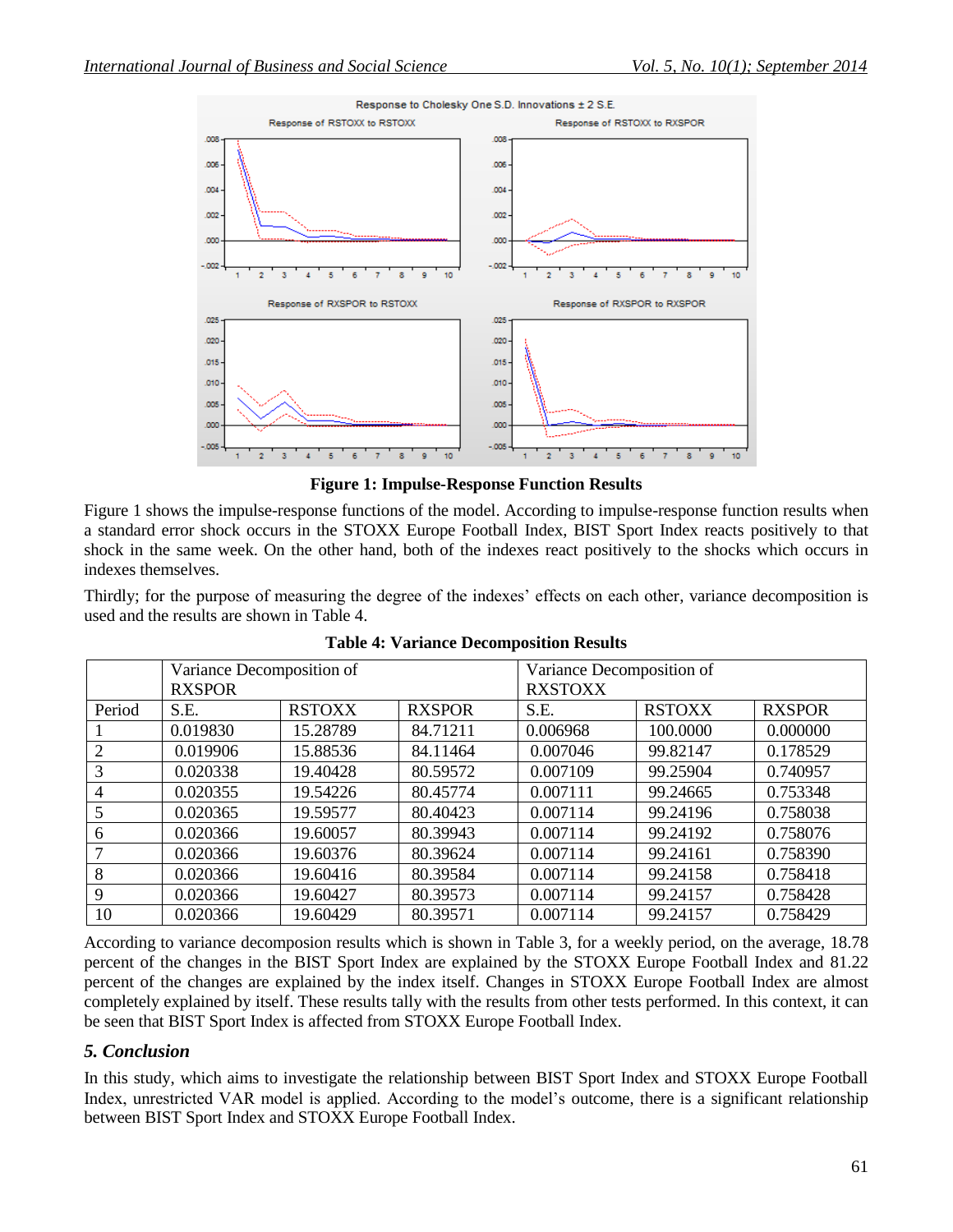**Figure 1: Impulse-Response Function Results**

Figure 1 shows the impulse-response functions of the model. According to impulse-response function results when a standard error shock occurs in the STOXX Europe Football Index, BIST Sport Index reacts positively to that shock in the same week. On the other hand, both of the indexes react positively to the shocks which occurs in indexes themselves.

Thirdly; for the purpose of measuring the degree of the indexes' effects on each other, variance decomposition is used and the results are shown in Table 4.

**Table 4: Variance Decomposition Results**

| | Variance Decomposition of RXSPOR | | | Variance Decomposition of RXSTOXX | | |
|---|---|---|---|---|---|---|
| Period | S.E. | RSTOXX | RXSPOR | S.E. | RSTOXX | RXSPOR |
| 1 | 0.019830 | 15.28789 | 84.71211 | 0.006968 | 100.0000 | 0.000000 |
| 2 | 0.019906 | 15.88536 | 84.11464 | 0.007046 | 99.82147 | 0.178529 |
| 3 | 0.020338 | 19.40428 | 80.59572 | 0.007109 | 99.25904 | 0.740957 |
| 4 | 0.020355 | 19.54226 | 80.45774 | 0.007111 | 99.24665 | 0.753348 |
| 5 | 0.020365 | 19.59577 | 80.40423 | 0.007114 | 99.24196 | 0.758038 |
| 6 | 0.020366 | 19.60057 | 80.39943 | 0.007114 | 99.24192 | 0.758076 |
| 7 | 0.020366 | 19.60376 | 80.39624 | 0.007114 | 99.24161 | 0.758390 |
| 8 | 0.020366 | 19.60416 | 80.39584 | 0.007114 | 99.24158 | 0.758418 |
| 9 | 0.020366 | 19.60427 | 80.39573 | 0.007114 | 99.24157 | 0.758428 |
| 10 | 0.020366 | 19.60429 | 80.39571 | 0.007114 | 99.24157 | 0.758429 |

According to variance decomposion results which is shown in Table 3, for a weekly period, on the average, 18.78 percent of the changes in the BIST Sport Index are explained by the STOXX Europe Football Index and 81.22 percent of the changes are explained by the index itself. Changes in STOXX Europe Football Index are almost completely explained by itself. These results tally with the results from other tests performed. In this context, it can be seen that BIST Sport Index is affected from STOXX Europe Football Index.

### *5. Conclusion*

In this study, which aims to investigate the relationship between BIST Sport Index and STOXX Europe Football Index, unrestricted VAR model is applied. According to the model's outcome, there is a significant relationship between BIST Sport Index and STOXX Europe Football Index.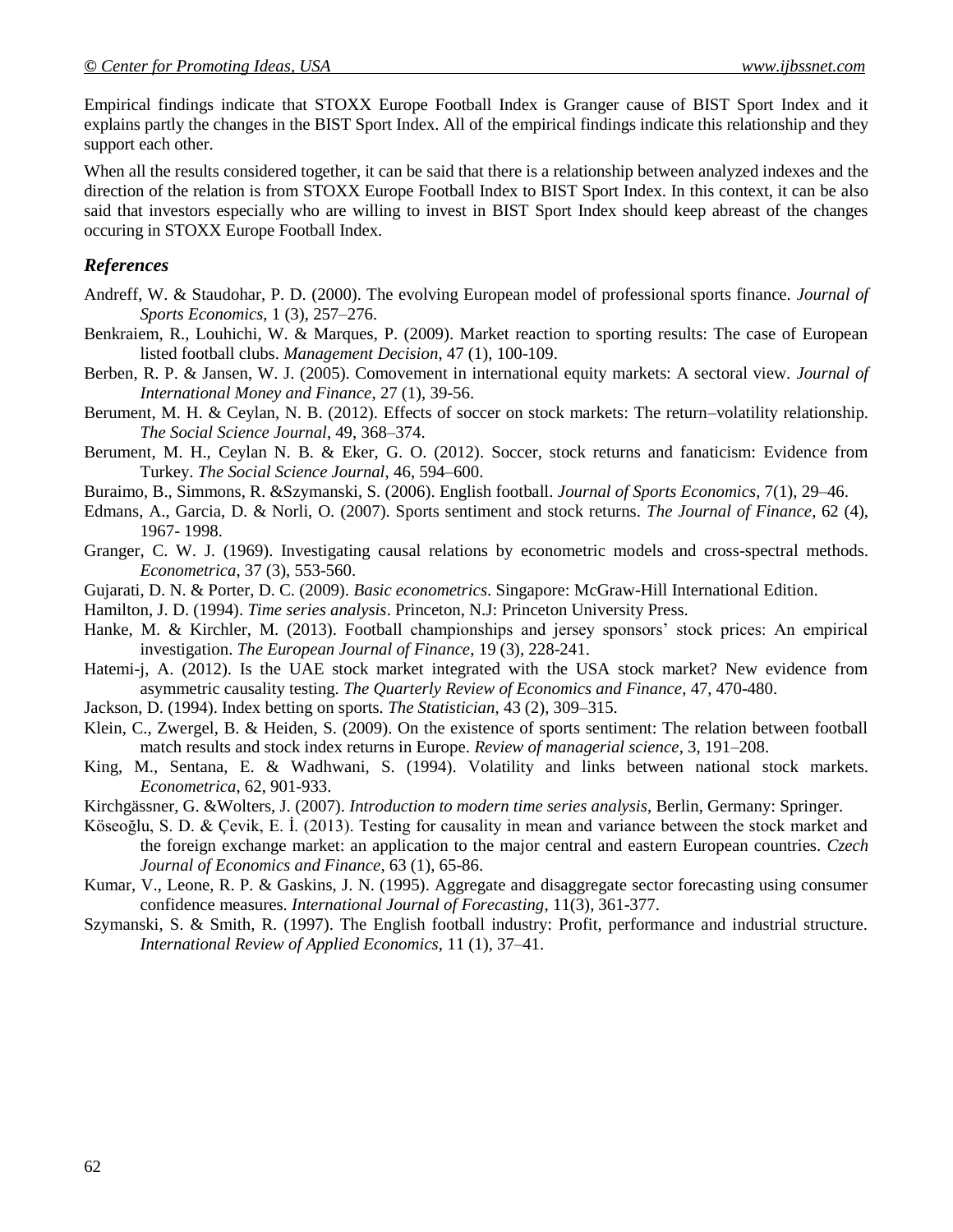Empirical findings indicate that STOXX Europe Football Index is Granger cause of BIST Sport Index and it explains partly the changes in the BIST Sport Index. All of the empirical findings indicate this relationship and they support each other.

When all the results considered together, it can be said that there is a relationship between analyzed indexes and the direction of the relation is from STOXX Europe Football Index to BIST Sport Index. In this context, it can be also said that investors especially who are willing to invest in BIST Sport Index should keep abreast of the changes occuring in STOXX Europe Football Index.

## References

Andreff, W. & Staudohar, P. D. (2000). The evolving European model of professional sports finance. *Journal of Sports Economics*, 1 (3), 257–276.

Benkraiem, R., Louhichi, W. & Marques, P. (2009). Market reaction to sporting results: The case of European listed football clubs. *Management Decision*, 47 (1), 100-109.

Berben, R. P. & Jansen, W. J. (2005). Comovement in international equity markets: A sectoral view. *Journal of International Money and Finance*, 27 (1), 39-56.

Berument, M. H. & Ceylan, N. B. (2012). Effects of soccer on stock markets: The return–volatility relationship. *The Social Science Journal*, 49, 368–374.

Berument, M. H., Ceylan N. B. & Eker, G. O. (2012). Soccer, stock returns and fanaticism: Evidence from Turkey. *The Social Science Journal*, 46, 594–600.

Buraimo, B., Simmons, R. &Szymanski, S. (2006). English football. *Journal of Sports Economics*, 7(1), 29–46.

Edmans, A., Garcia, D. & Norli, O. (2007). Sports sentiment and stock returns. *The Journal of Finance*, 62 (4), 1967- 1998.

Granger, C. W. J. (1969). Investigating causal relations by econometric models and cross-spectral methods. *Econometrica*, 37 (3), 553-560.

Gujarati, D. N. & Porter, D. C. (2009). *Basic econometrics*. Singapore: McGraw-Hill International Edition.

Hamilton, J. D. (1994). *Time series analysis*. Princeton, N.J: Princeton University Press.

Hanke, M. & Kirchler, M. (2013). Football championships and jersey sponsors' stock prices: An empirical investigation. *The European Journal of Finance*, 19 (3), 228-241.

Hatemi-j, A. (2012). Is the UAE stock market integrated with the USA stock market? New evidence from asymmetric causality testing. *The Quarterly Review of Economics and Finance*, 47, 470-480.

Jackson, D. (1994). Index betting on sports. *The Statistician*, 43 (2), 309–315.

Klein, C., Zwergel, B. & Heiden, S. (2009). On the existence of sports sentiment: The relation between football match results and stock index returns in Europe. *Review of managerial science*, 3, 191–208.

King, M., Sentana, E. & Wadhwani, S. (1994). Volatility and links between national stock markets. *Econometrica*, 62, 901-933.

Kirchgässner, G. &Wolters, J. (2007). *Introduction to modern time series analysis*, Berlin, Germany: Springer.

Köseoğlu, S. D. & Çevik, E. İ. (2013). Testing for causality in mean and variance between the stock market and the foreign exchange market: an application to the major central and eastern European countries. *Czech Journal of Economics and Finance*, 63 (1), 65-86.

Kumar, V., Leone, R. P. & Gaskins, J. N. (1995). Aggregate and disaggregate sector forecasting using consumer confidence measures. *International Journal of Forecasting*, 11(3), 361-377.

Szymanski, S. & Smith, R. (1997). The English football industry: Profit, performance and industrial structure. *International Review of Applied Economics*, 11 (1), 37–41.